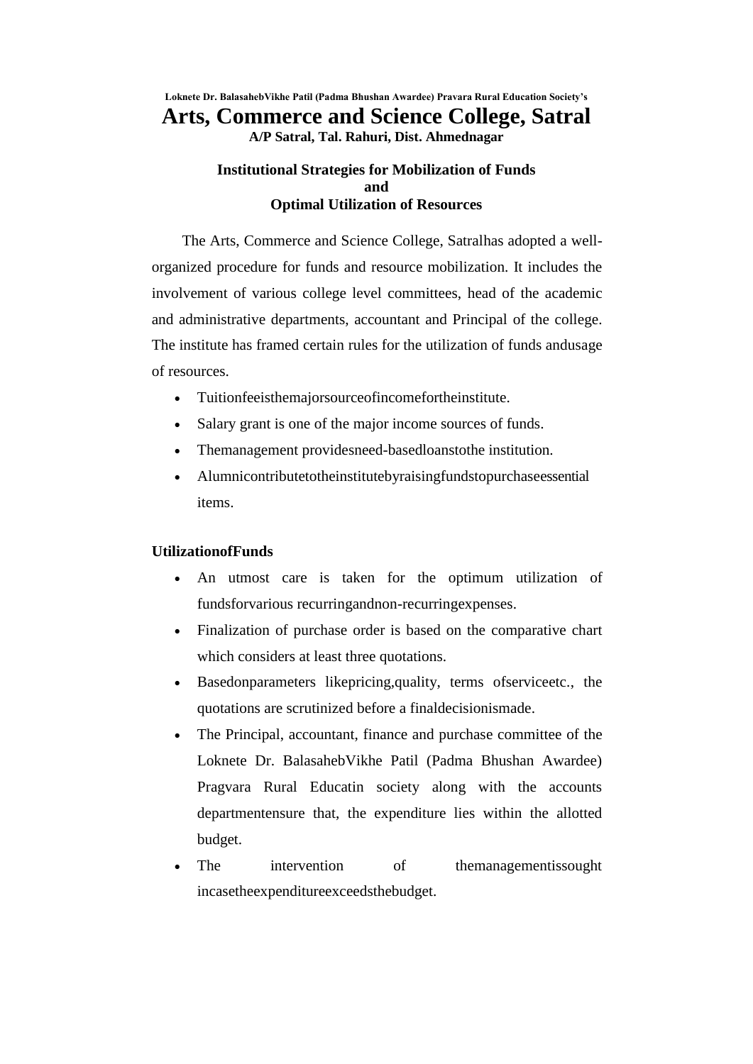**Loknete Dr. BalasahebVikhe Patil (Padma Bhushan Awardee) Pravara Rural Education Society's**

# Arts, Commerce and Science College, Satral

**A/P Satral, Tal. Rahuri, Dist. Ahmednagar**

## Institutional Strategies for Mobilization of Funds and Optimal Utilization of Resources

The Arts, Commerce and Science College, Satralhas adopted a well-organized procedure for funds and resource mobilization. It includes the involvement of various college level committees, head of the academic and administrative departments, accountant and Principal of the college. The institute has framed certain rules for the utilization of funds andusage of resources.

- Tuitionfeeisthemajorsourceofincomefortheinstitute.
- Salary grant is one of the major income sources of funds.
- Themanagement providesneed-basedloanstothe institution.
- Alumnicontributetotheinstitutebyraisingfundstopurchaseessential items.

**UtilizationofFunds**

- An utmost care is taken for the optimum utilization of fundsforvarious recurringandnon-recurringexpenses.
- Finalization of purchase order is based on the comparative chart which considers at least three quotations.
- Basedonparameters likepricing,quality, terms ofserviceetc., the quotations are scrutinized before a finaldecisionismade.
- The Principal, accountant, finance and purchase committee of the Loknete Dr. BalasahebVikhe Patil (Padma Bhushan Awardee) Pragvara Rural Educatin society along with the accounts departmentensure that, the expenditure lies within the allotted budget.
- The intervention of themanagementissought incasetheexpenditureexceedsthebudget.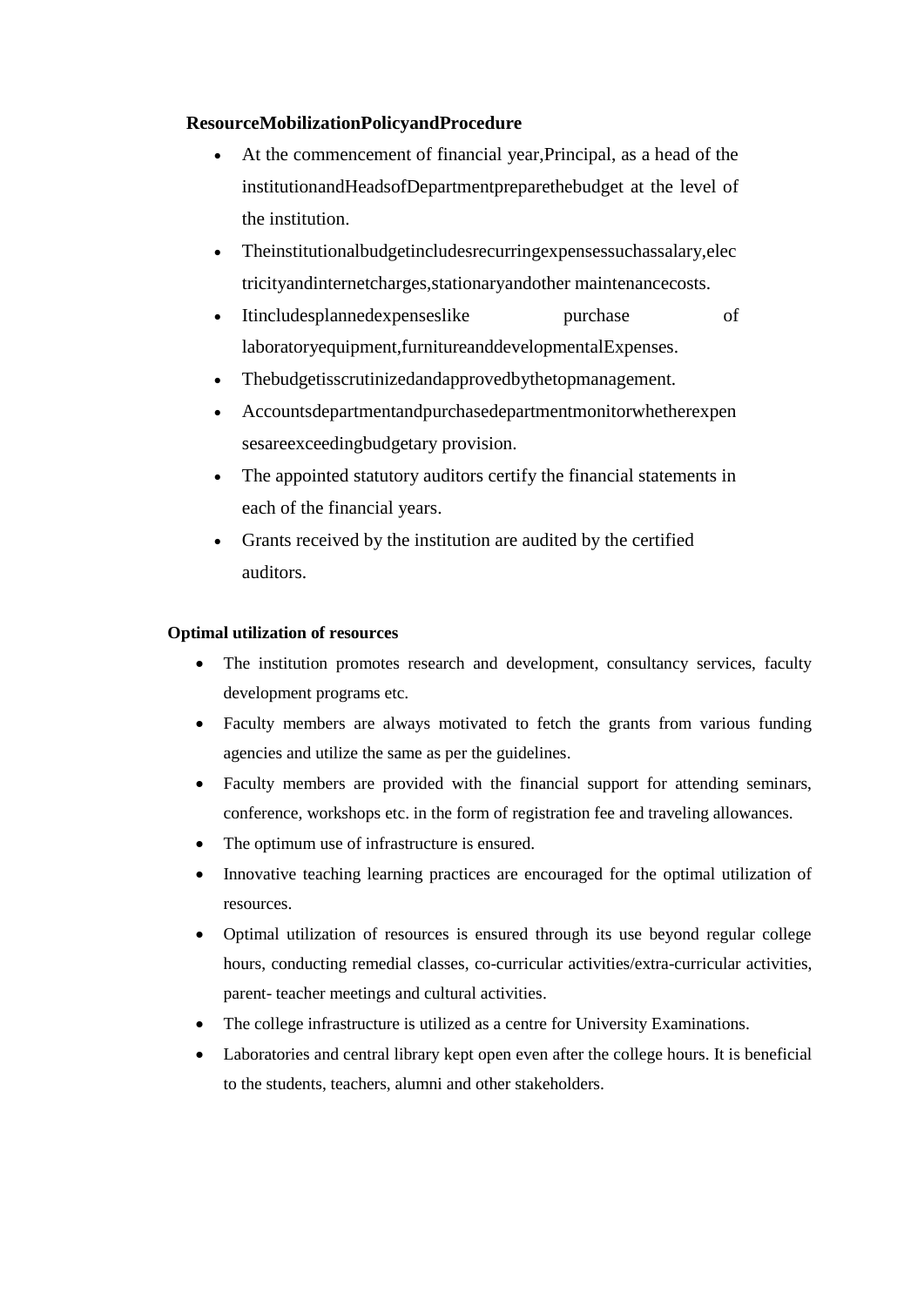**ResourceMobilizationPolicyandProcedure**

- At the commencement of financial year,Principal, as a head of the institutionandHeadsofDepartmentpreparethebudget at the level of the institution.
- Theinstitutionalbudgetincludesrecurringexpensessuchassalary,electricityandinternetcharges,stationaryandother maintenancecosts.
- Itincludesplannedexpenseslike purchase of laboratoryequipment,furnitureanddevelopmentalExpenses.
- Thebudgetisscrutinizedandapprovedbythetopmanagement.
- Accountsdepartmentandpurchasedepartmentmonitorwhetherexpensesareexceedingbudgetary provision.
- The appointed statutory auditors certify the financial statements in each of the financial years.
- Grants received by the institution are audited by the certified auditors.

**Optimal utilization of resources**

- The institution promotes research and development, consultancy services, faculty development programs etc.
- Faculty members are always motivated to fetch the grants from various funding agencies and utilize the same as per the guidelines.
- Faculty members are provided with the financial support for attending seminars, conference, workshops etc. in the form of registration fee and traveling allowances.
- The optimum use of infrastructure is ensured.
- Innovative teaching learning practices are encouraged for the optimal utilization of resources.
- Optimal utilization of resources is ensured through its use beyond regular college hours, conducting remedial classes, co-curricular activities/extra-curricular activities, parent- teacher meetings and cultural activities.
- The college infrastructure is utilized as a centre for University Examinations.
- Laboratories and central library kept open even after the college hours. It is beneficial to the students, teachers, alumni and other stakeholders.